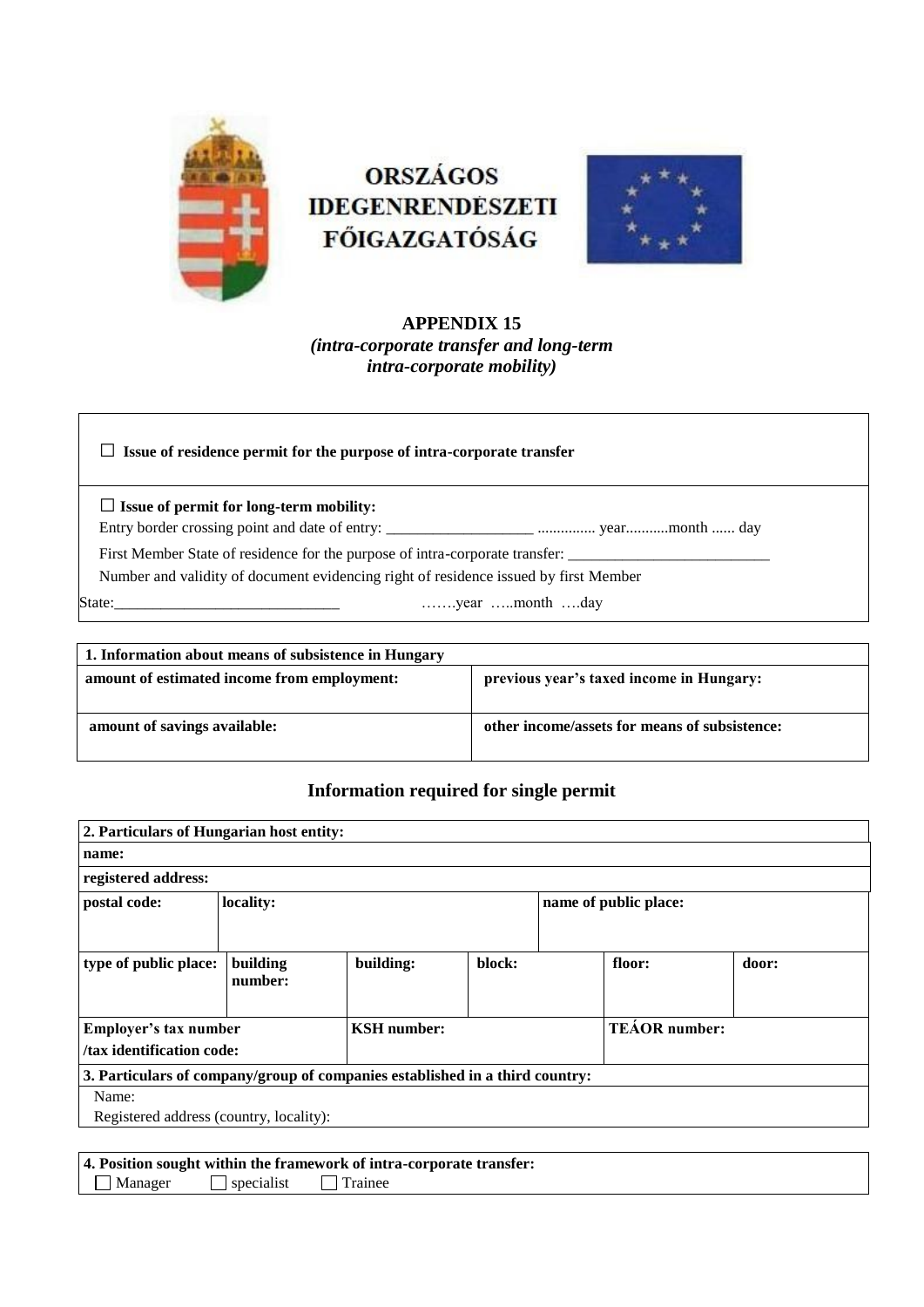**ORSZÁGOS IDEGENRENDÉSZETI FŐIGAZGATÓSÁG**

**APPENDIX 15**
***(intra-corporate transfer and long-term intra-corporate mobility)***

☐ **Issue of residence permit for the purpose of intra-corporate transfer**

☐ **Issue of permit for long-term mobility:**

Entry border crossing point and date of entry: ___________________ ............... year...........month ...... day

First Member State of residence for the purpose of intra-corporate transfer: __________________________

Number and validity of document evidencing right of residence issued by first Member State:_____________________________ …….year …..month ….day

| **1. Information about means of subsistence in Hungary** | |
|---|---|
| **amount of estimated income from employment:** | **previous year's taxed income in Hungary:** |
| **amount of savings available:** | **other income/assets for means of subsistence:** |

## Information required for single permit

| **2. Particulars of Hungarian host entity:** | | | | | |
|---|---|---|---|---|---|
| **name:** | | | | | |
| **registered address:** | | | | | |
| **postal code:** | **locality:** | | | **name of public place:** | |
| **type of public place:** | **building number:** | **building:** | **block:** | **floor:** | **door:** |
| **Employer's tax number /tax identification code:** | | **KSH number:** | | **TEÁOR number:** | |
| **3. Particulars of company/group of companies established in a third country:** | | | | | |
| Name: Registered address (country, locality): | | | | | |

**4. Position sought within the framework of intra-corporate transfer:**

☐ Manager ☐ specialist ☐ Trainee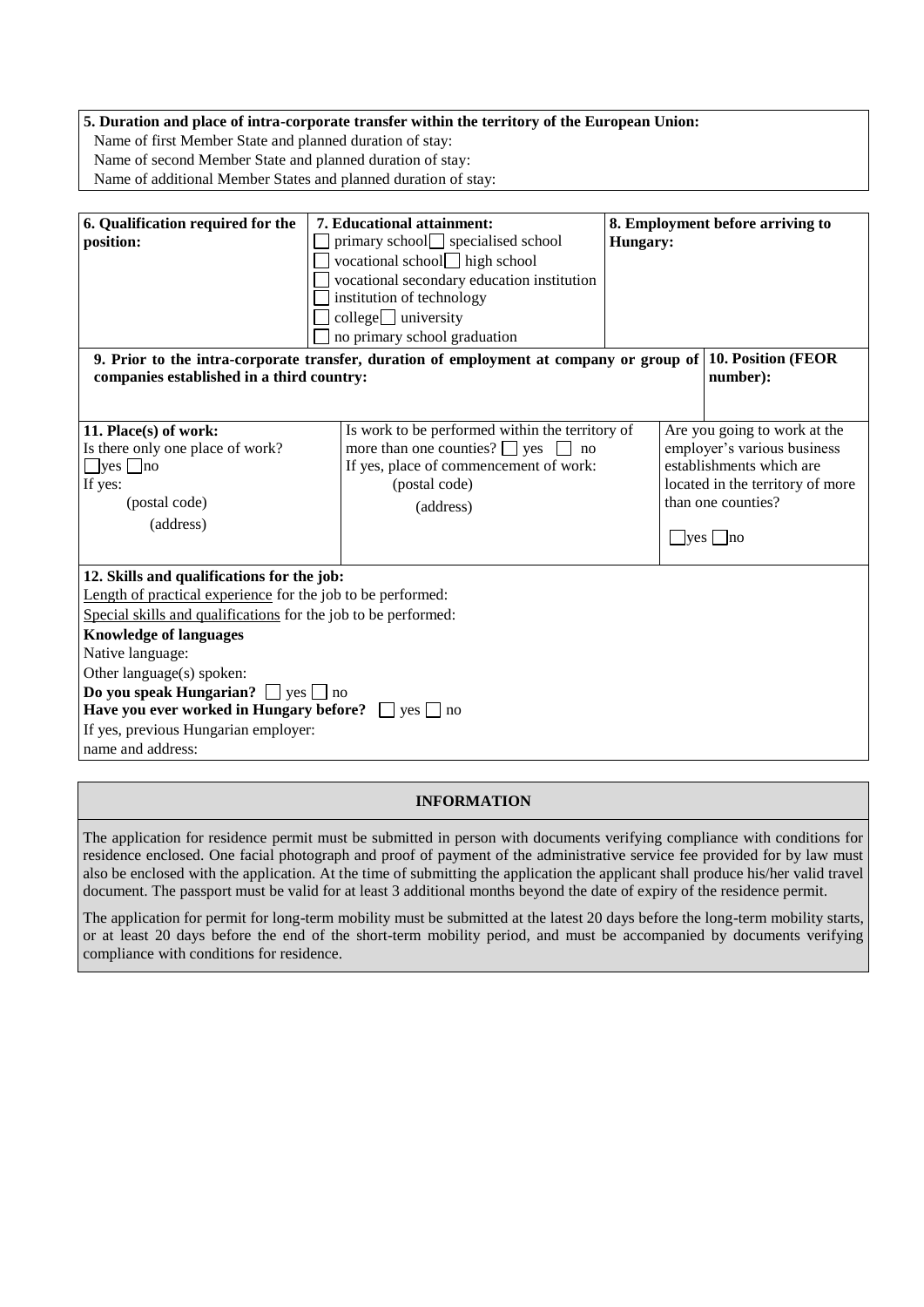**5. Duration and place of intra-corporate transfer within the territory of the European Union:**

Name of first Member State and planned duration of stay:

Name of second Member State and planned duration of stay:

Name of additional Member States and planned duration of stay:

| **6. Qualification required for the position:** | **7. Educational attainment:** ☐ primary school ☐ specialised school ☐ vocational school ☐ high school ☐ vocational secondary education institution ☐ institution of technology ☐ college ☐ university ☐ no primary school graduation | **8. Employment before arriving to Hungary:** |
|---|---|---|

| **9. Prior to the intra-corporate transfer, duration of employment at company or group of companies established in a third country:** | **10. Position (FEOR number):** |
|---|---|

| **11. Place(s) of work:** Is there only one place of work? ☐ yes ☐ no If yes: (postal code) (address) | Is work to be performed within the territory of more than one counties? ☐ yes ☐ no If yes, place of commencement of work: (postal code) (address) | Are you going to work at the employer's various business establishments which are located in the territory of more than one counties? ☐ yes ☐ no |
|---|---|---|

**12. Skills and qualifications for the job:**

Length of practical experience for the job to be performed:

Special skills and qualifications for the job to be performed:

**Knowledge of languages**

Native language:

Other language(s) spoken:

**Do you speak Hungarian?** ☐ yes ☐ no

**Have you ever worked in Hungary before?** ☐ yes ☐ no

If yes, previous Hungarian employer:

name and address:

**INFORMATION**

The application for residence permit must be submitted in person with documents verifying compliance with conditions for residence enclosed. One facial photograph and proof of payment of the administrative service fee provided for by law must also be enclosed with the application. At the time of submitting the application the applicant shall produce his/her valid travel document. The passport must be valid for at least 3 additional months beyond the date of expiry of the residence permit.

The application for permit for long-term mobility must be submitted at the latest 20 days before the long-term mobility starts, or at least 20 days before the end of the short-term mobility period, and must be accompanied by documents verifying compliance with conditions for residence.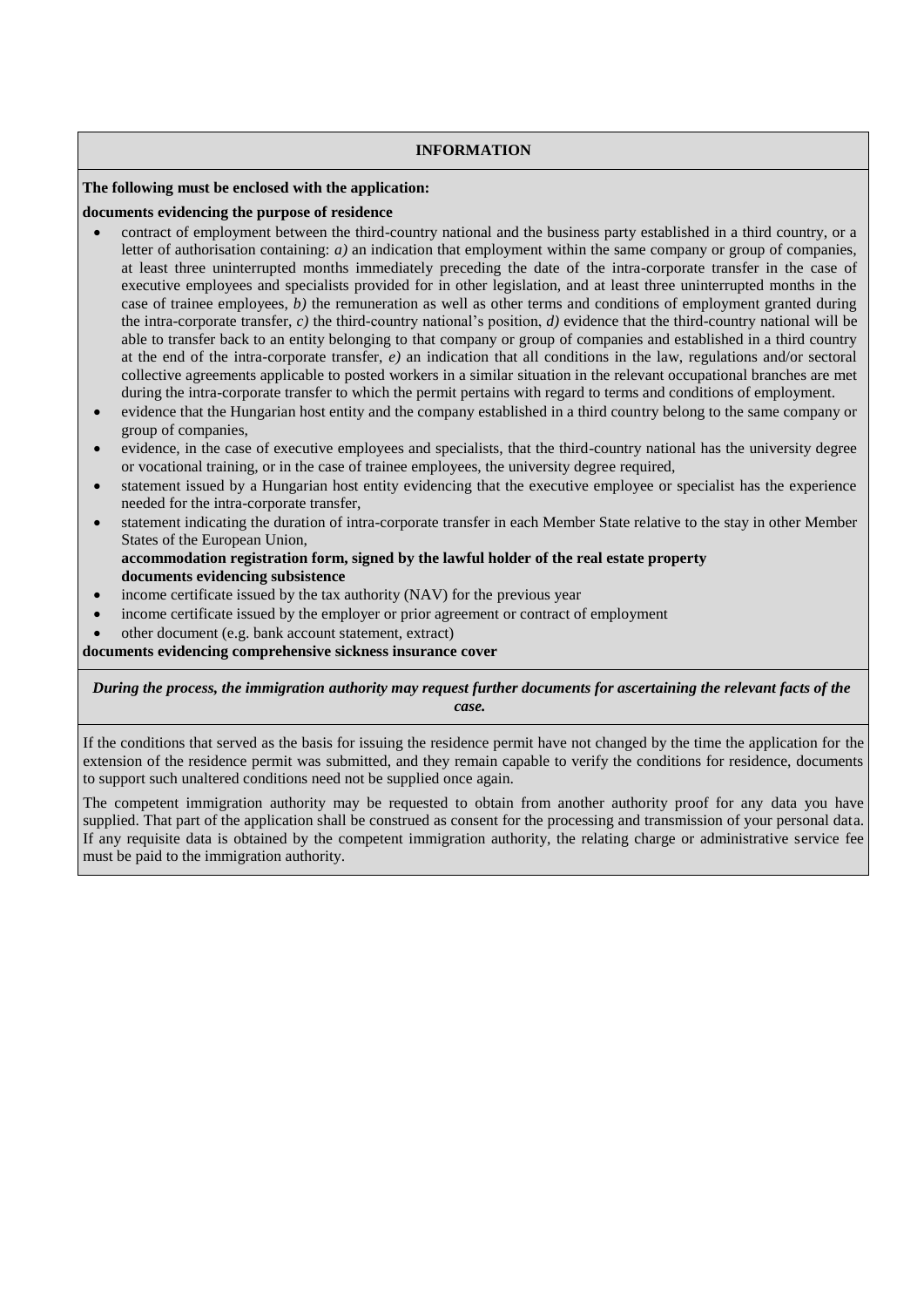**INFORMATION**

**The following must be enclosed with the application:**

**documents evidencing the purpose of residence**

- contract of employment between the third-country national and the business party established in a third country, or a letter of authorisation containing: *a)* an indication that employment within the same company or group of companies, at least three uninterrupted months immediately preceding the date of the intra-corporate transfer in the case of executive employees and specialists provided for in other legislation, and at least three uninterrupted months in the case of trainee employees, *b)* the remuneration as well as other terms and conditions of employment granted during the intra-corporate transfer, *c)* the third-country national's position, *d)* evidence that the third-country national will be able to transfer back to an entity belonging to that company or group of companies and established in a third country at the end of the intra-corporate transfer, *e)* an indication that all conditions in the law, regulations and/or sectoral collective agreements applicable to posted workers in a similar situation in the relevant occupational branches are met during the intra-corporate transfer to which the permit pertains with regard to terms and conditions of employment.
- evidence that the Hungarian host entity and the company established in a third country belong to the same company or group of companies,
- evidence, in the case of executive employees and specialists, that the third-country national has the university degree or vocational training, or in the case of trainee employees, the university degree required,
- statement issued by a Hungarian host entity evidencing that the executive employee or specialist has the experience needed for the intra-corporate transfer,
- statement indicating the duration of intra-corporate transfer in each Member State relative to the stay in other Member States of the European Union,

  **accommodation registration form, signed by the lawful holder of the real estate property**

  **documents evidencing subsistence**
- income certificate issued by the tax authority (NAV) for the previous year
- income certificate issued by the employer or prior agreement or contract of employment
- other document (e.g. bank account statement, extract)

**documents evidencing comprehensive sickness insurance cover**

***During the process, the immigration authority may request further documents for ascertaining the relevant facts of the case.***

If the conditions that served as the basis for issuing the residence permit have not changed by the time the application for the extension of the residence permit was submitted, and they remain capable to verify the conditions for residence, documents to support such unaltered conditions need not be supplied once again.

The competent immigration authority may be requested to obtain from another authority proof for any data you have supplied. That part of the application shall be construed as consent for the processing and transmission of your personal data. If any requisite data is obtained by the competent immigration authority, the relating charge or administrative service fee must be paid to the immigration authority.